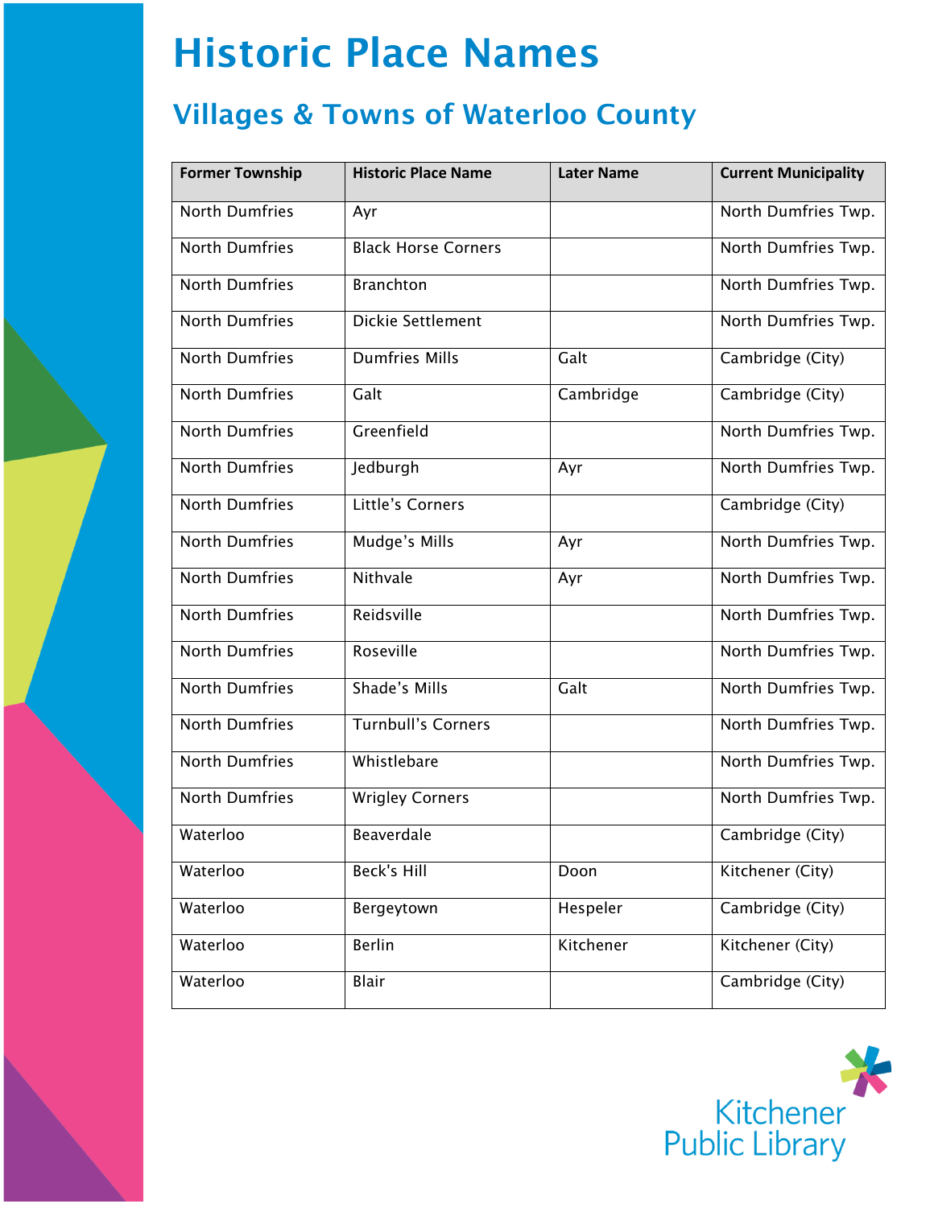# Historic Place Names

## Villages & Towns of Waterloo County

| Former Township | Historic Place Name | Later Name | Current Municipality |
|---|---|---|---|
| North Dumfries | Ayr | | North Dumfries Twp. |
| North Dumfries | Black Horse Corners | | North Dumfries Twp. |
| North Dumfries | Branchton | | North Dumfries Twp. |
| North Dumfries | Dickie Settlement | | North Dumfries Twp. |
| North Dumfries | Dumfries Mills | Galt | Cambridge (City) |
| North Dumfries | Galt | Cambridge | Cambridge (City) |
| North Dumfries | Greenfield | | North Dumfries Twp. |
| North Dumfries | Jedburgh | Ayr | North Dumfries Twp. |
| North Dumfries | Little's Corners | | Cambridge (City) |
| North Dumfries | Mudge's Mills | Ayr | North Dumfries Twp. |
| North Dumfries | Nithvale | Ayr | North Dumfries Twp. |
| North Dumfries | Reidsville | | North Dumfries Twp. |
| North Dumfries | Roseville | | North Dumfries Twp. |
| North Dumfries | Shade's Mills | Galt | North Dumfries Twp. |
| North Dumfries | Turnbull's Corners | | North Dumfries Twp. |
| North Dumfries | Whistlebare | | North Dumfries Twp. |
| North Dumfries | Wrigley Corners | | North Dumfries Twp. |
| Waterloo | Beaverdale | | Cambridge (City) |
| Waterloo | Beck's Hill | Doon | Kitchener (City) |
| Waterloo | Bergeytown | Hespeler | Cambridge (City) |
| Waterloo | Berlin | Kitchener | Kitchener (City) |
| Waterloo | Blair | | Cambridge (City) |

Kitchener Public Library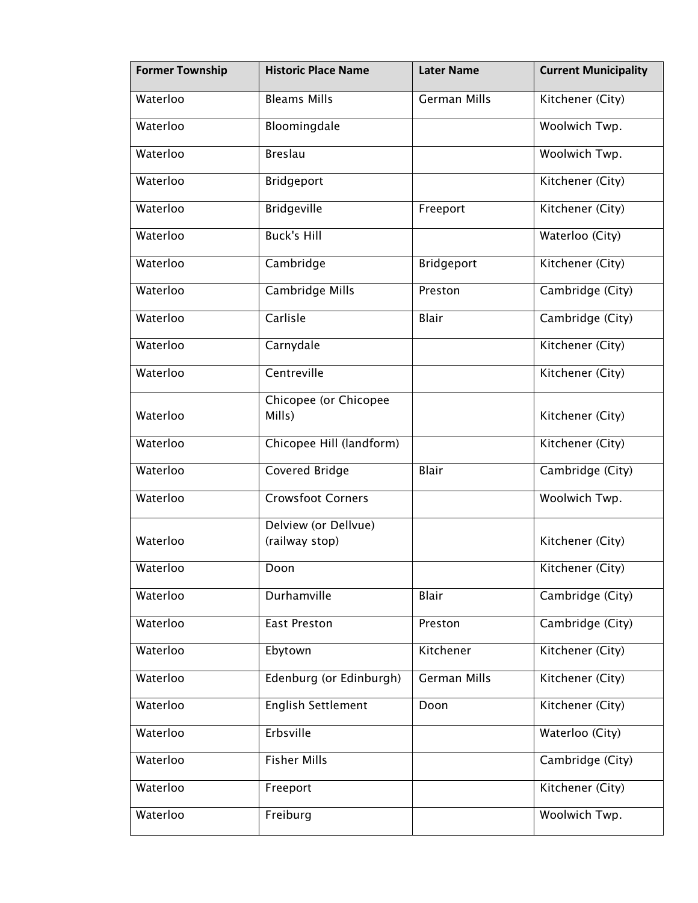| Former Township | Historic Place Name | Later Name | Current Municipality |
|---|---|---|---|
| Waterloo | Bleams Mills | German Mills | Kitchener (City) |
| Waterloo | Bloomingdale | | Woolwich Twp. |
| Waterloo | Breslau | | Woolwich Twp. |
| Waterloo | Bridgeport | | Kitchener (City) |
| Waterloo | Bridgeville | Freeport | Kitchener (City) |
| Waterloo | Buck's Hill | | Waterloo (City) |
| Waterloo | Cambridge | Bridgeport | Kitchener (City) |
| Waterloo | Cambridge Mills | Preston | Cambridge (City) |
| Waterloo | Carlisle | Blair | Cambridge (City) |
| Waterloo | Carnydale | | Kitchener (City) |
| Waterloo | Centreville | | Kitchener (City) |
| Waterloo | Chicopee (or Chicopee Mills) | | Kitchener (City) |
| Waterloo | Chicopee Hill (landform) | | Kitchener (City) |
| Waterloo | Covered Bridge | Blair | Cambridge (City) |
| Waterloo | Crowsfoot Corners | | Woolwich Twp. |
| Waterloo | Delview (or Dellvue) (railway stop) | | Kitchener (City) |
| Waterloo | Doon | | Kitchener (City) |
| Waterloo | Durhamville | Blair | Cambridge (City) |
| Waterloo | East Preston | Preston | Cambridge (City) |
| Waterloo | Ebytown | Kitchener | Kitchener (City) |
| Waterloo | Edenburg (or Edinburgh) | German Mills | Kitchener (City) |
| Waterloo | English Settlement | Doon | Kitchener (City) |
| Waterloo | Erbsville | | Waterloo (City) |
| Waterloo | Fisher Mills | | Cambridge (City) |
| Waterloo | Freeport | | Kitchener (City) |
| Waterloo | Freiburg | | Woolwich Twp. |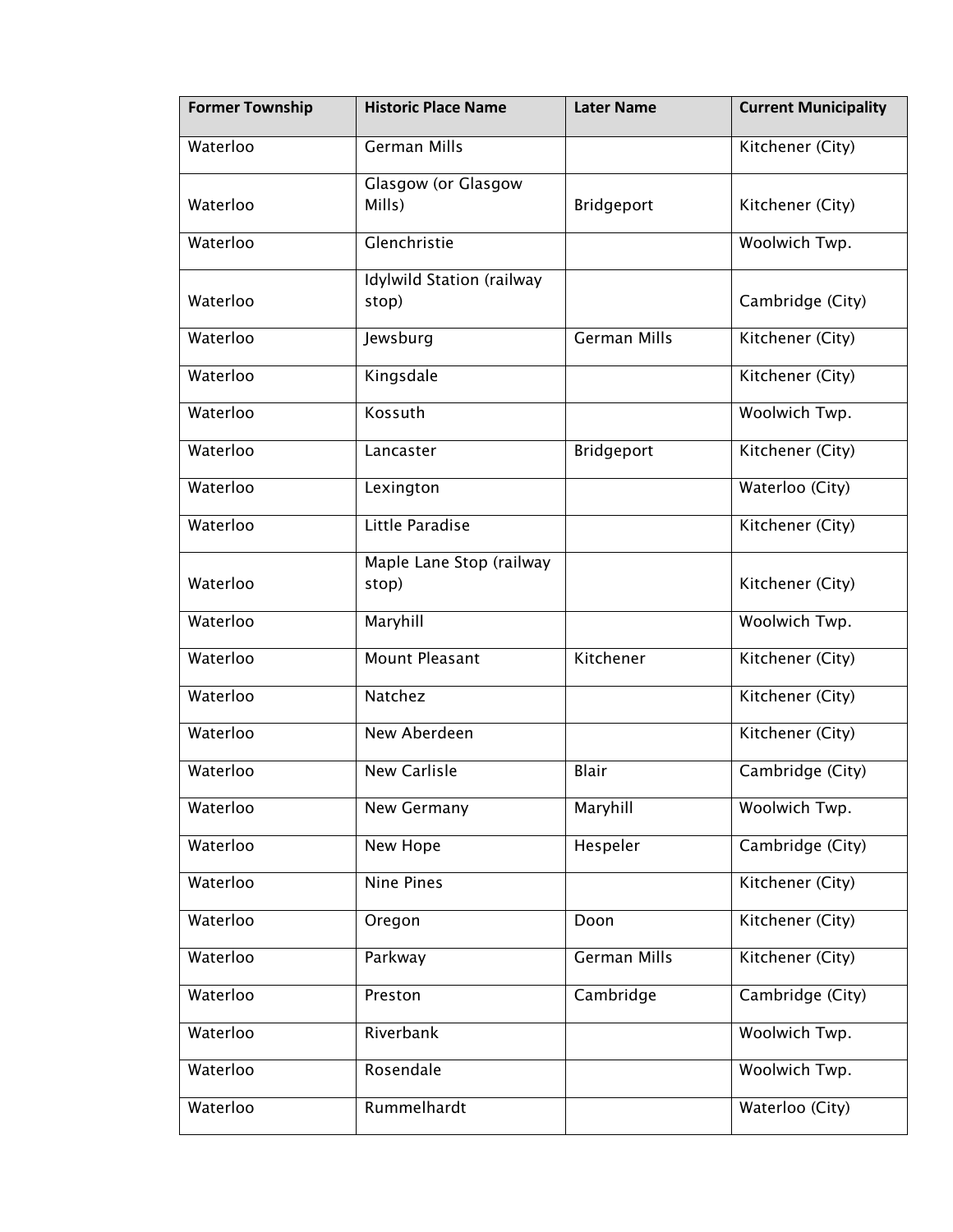| Former Township | Historic Place Name | Later Name | Current Municipality |
| --- | --- | --- | --- |
| Waterloo | German Mills | | Kitchener (City) |
| Waterloo | Glasgow (or Glasgow Mills) | Bridgeport | Kitchener (City) |
| Waterloo | Glenchristie | | Woolwich Twp. |
| Waterloo | Idylwild Station (railway stop) | | Cambridge (City) |
| Waterloo | Jewsburg | German Mills | Kitchener (City) |
| Waterloo | Kingsdale | | Kitchener (City) |
| Waterloo | Kossuth | | Woolwich Twp. |
| Waterloo | Lancaster | Bridgeport | Kitchener (City) |
| Waterloo | Lexington | | Waterloo (City) |
| Waterloo | Little Paradise | | Kitchener (City) |
| Waterloo | Maple Lane Stop (railway stop) | | Kitchener (City) |
| Waterloo | Maryhill | | Woolwich Twp. |
| Waterloo | Mount Pleasant | Kitchener | Kitchener (City) |
| Waterloo | Natchez | | Kitchener (City) |
| Waterloo | New Aberdeen | | Kitchener (City) |
| Waterloo | New Carlisle | Blair | Cambridge (City) |
| Waterloo | New Germany | Maryhill | Woolwich Twp. |
| Waterloo | New Hope | Hespeler | Cambridge (City) |
| Waterloo | Nine Pines | | Kitchener (City) |
| Waterloo | Oregon | Doon | Kitchener (City) |
| Waterloo | Parkway | German Mills | Kitchener (City) |
| Waterloo | Preston | Cambridge | Cambridge (City) |
| Waterloo | Riverbank | | Woolwich Twp. |
| Waterloo | Rosendale | | Woolwich Twp. |
| Waterloo | Rummelhardt | | Waterloo (City) |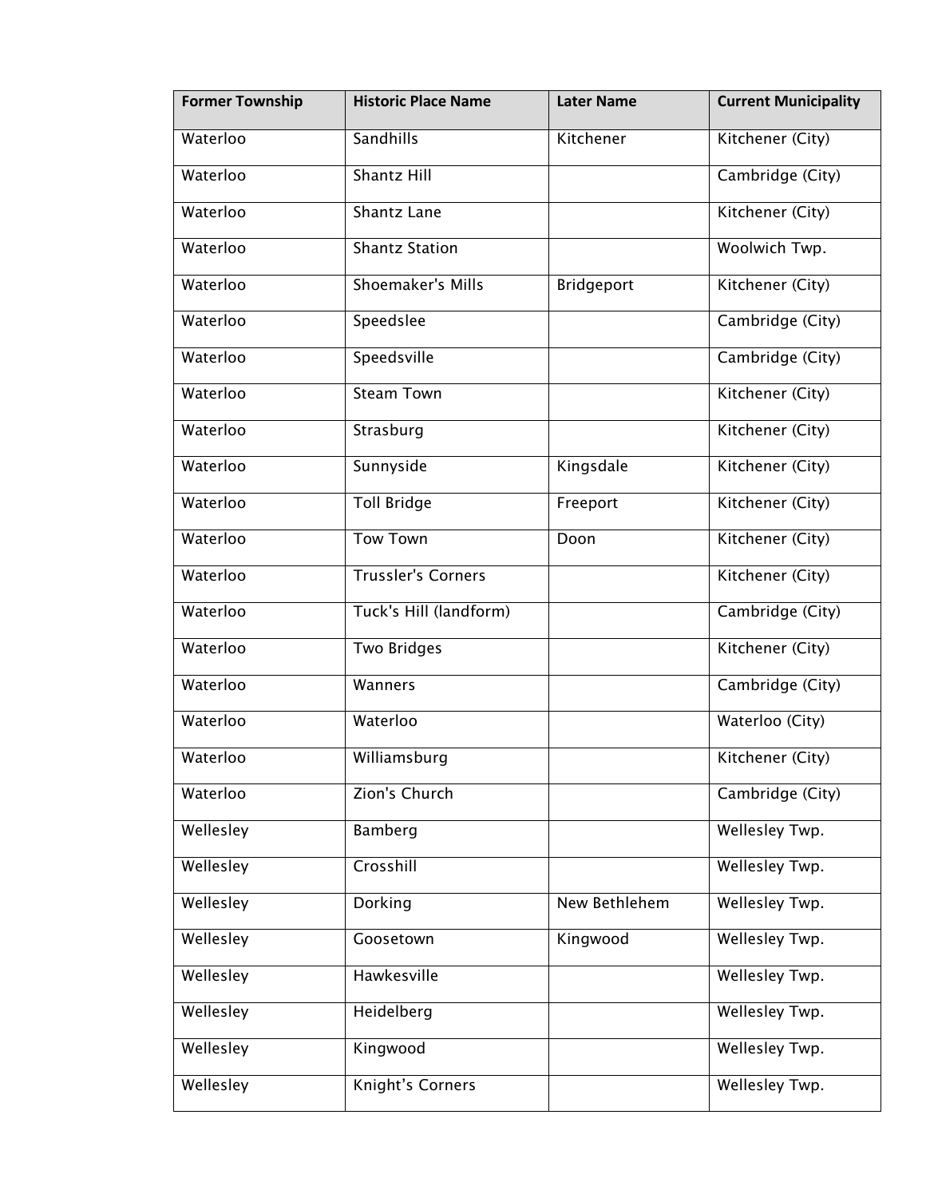| Former Township | Historic Place Name | Later Name | Current Municipality |
|---|---|---|---|
| Waterloo | Sandhills | Kitchener | Kitchener (City) |
| Waterloo | Shantz Hill | | Cambridge (City) |
| Waterloo | Shantz Lane | | Kitchener (City) |
| Waterloo | Shantz Station | | Woolwich Twp. |
| Waterloo | Shoemaker's Mills | Bridgeport | Kitchener (City) |
| Waterloo | Speedslee | | Cambridge (City) |
| Waterloo | Speedsville | | Cambridge (City) |
| Waterloo | Steam Town | | Kitchener (City) |
| Waterloo | Strasburg | | Kitchener (City) |
| Waterloo | Sunnyside | Kingsdale | Kitchener (City) |
| Waterloo | Toll Bridge | Freeport | Kitchener (City) |
| Waterloo | Tow Town | Doon | Kitchener (City) |
| Waterloo | Trussler's Corners | | Kitchener (City) |
| Waterloo | Tuck's Hill (landform) | | Cambridge (City) |
| Waterloo | Two Bridges | | Kitchener (City) |
| Waterloo | Wanners | | Cambridge (City) |
| Waterloo | Waterloo | | Waterloo (City) |
| Waterloo | Williamsburg | | Kitchener (City) |
| Waterloo | Zion's Church | | Cambridge (City) |
| Wellesley | Bamberg | | Wellesley Twp. |
| Wellesley | Crosshill | | Wellesley Twp. |
| Wellesley | Dorking | New Bethlehem | Wellesley Twp. |
| Wellesley | Goosetown | Kingwood | Wellesley Twp. |
| Wellesley | Hawkesville | | Wellesley Twp. |
| Wellesley | Heidelberg | | Wellesley Twp. |
| Wellesley | Kingwood | | Wellesley Twp. |
| Wellesley | Knight's Corners | | Wellesley Twp. |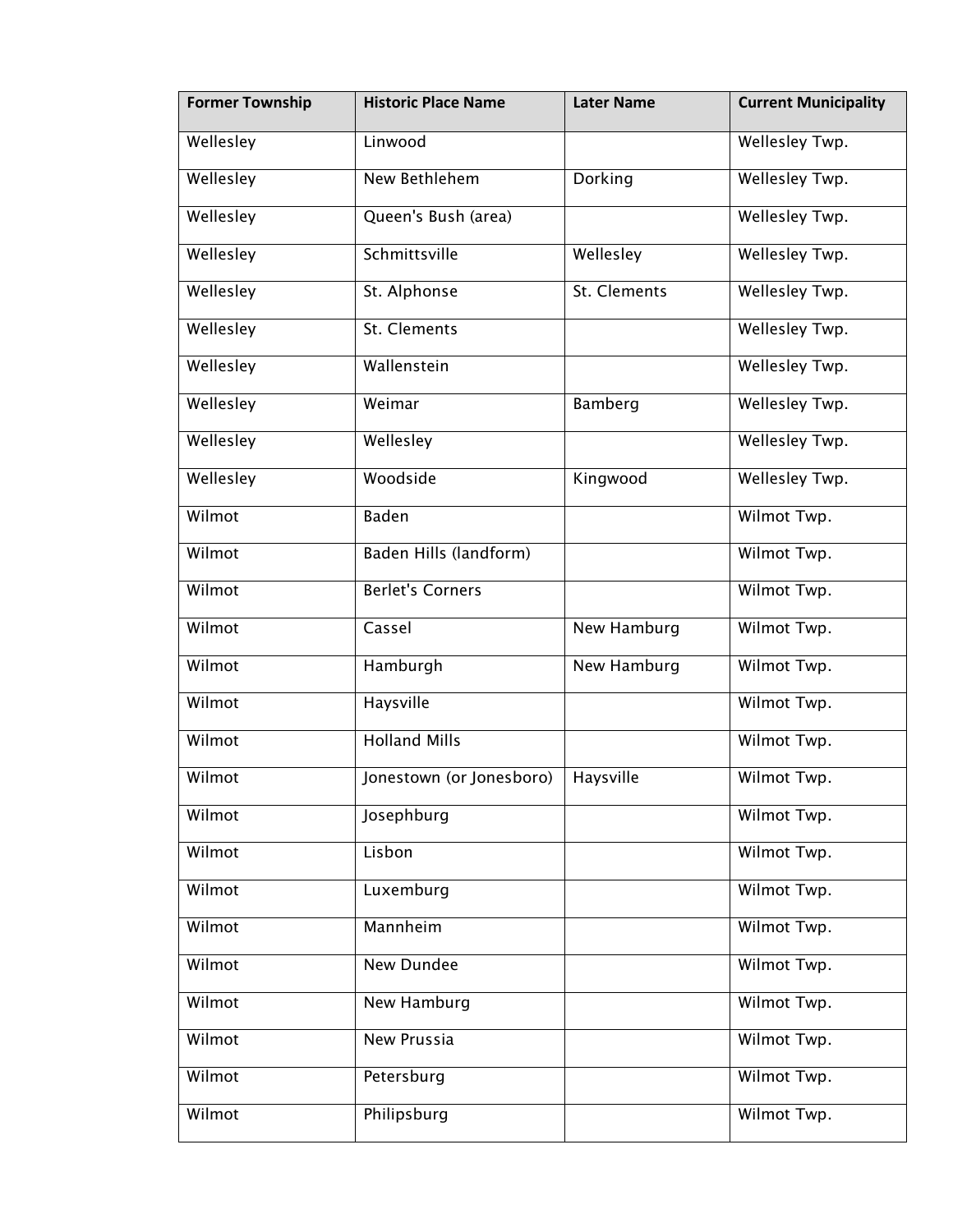| Former Township | Historic Place Name | Later Name | Current Municipality |
|---|---|---|---|
| Wellesley | Linwood | | Wellesley Twp. |
| Wellesley | New Bethlehem | Dorking | Wellesley Twp. |
| Wellesley | Queen's Bush (area) | | Wellesley Twp. |
| Wellesley | Schmittsville | Wellesley | Wellesley Twp. |
| Wellesley | St. Alphonse | St. Clements | Wellesley Twp. |
| Wellesley | St. Clements | | Wellesley Twp. |
| Wellesley | Wallenstein | | Wellesley Twp. |
| Wellesley | Weimar | Bamberg | Wellesley Twp. |
| Wellesley | Wellesley | | Wellesley Twp. |
| Wellesley | Woodside | Kingwood | Wellesley Twp. |
| Wilmot | Baden | | Wilmot Twp. |
| Wilmot | Baden Hills (landform) | | Wilmot Twp. |
| Wilmot | Berlet's Corners | | Wilmot Twp. |
| Wilmot | Cassel | New Hamburg | Wilmot Twp. |
| Wilmot | Hamburgh | New Hamburg | Wilmot Twp. |
| Wilmot | Haysville | | Wilmot Twp. |
| Wilmot | Holland Mills | | Wilmot Twp. |
| Wilmot | Jonestown (or Jonesboro) | Haysville | Wilmot Twp. |
| Wilmot | Josephburg | | Wilmot Twp. |
| Wilmot | Lisbon | | Wilmot Twp. |
| Wilmot | Luxemburg | | Wilmot Twp. |
| Wilmot | Mannheim | | Wilmot Twp. |
| Wilmot | New Dundee | | Wilmot Twp. |
| Wilmot | New Hamburg | | Wilmot Twp. |
| Wilmot | New Prussia | | Wilmot Twp. |
| Wilmot | Petersburg | | Wilmot Twp. |
| Wilmot | Philipsburg | | Wilmot Twp. |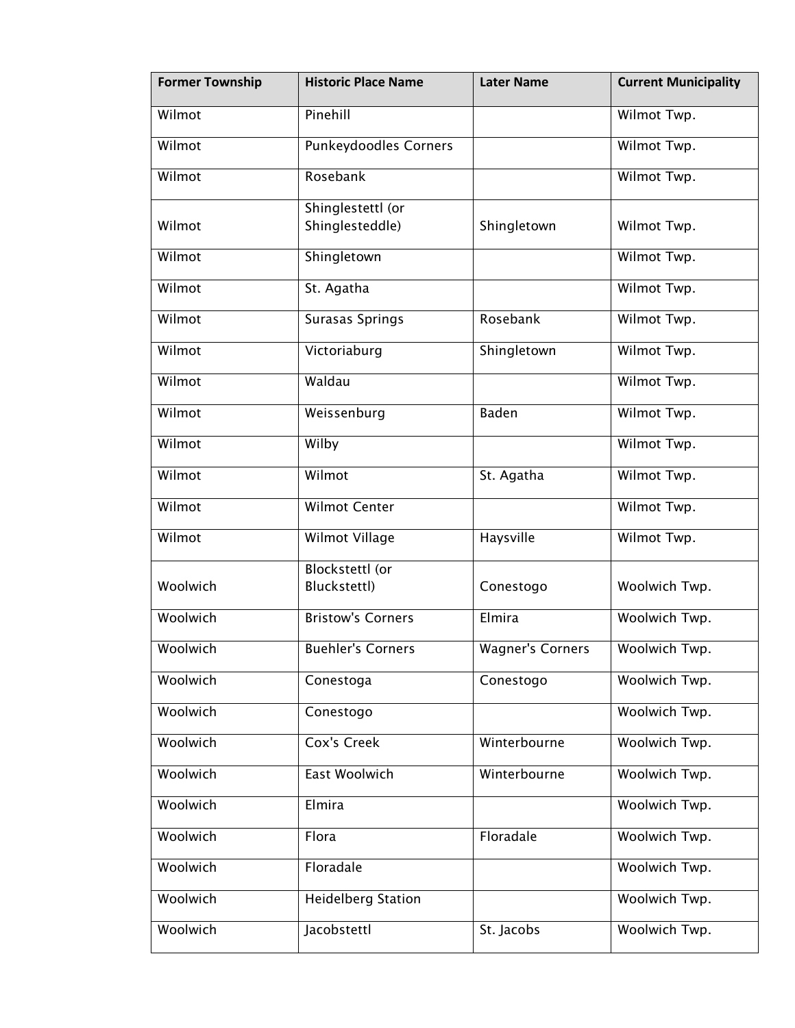| Former Township | Historic Place Name | Later Name | Current Municipality |
|---|---|---|---|
| Wilmot | Pinehill | | Wilmot Twp. |
| Wilmot | Punkeydoodles Corners | | Wilmot Twp. |
| Wilmot | Rosebank | | Wilmot Twp. |
| Wilmot | Shinglestettl (or Shinglesteddle) | Shingletown | Wilmot Twp. |
| Wilmot | Shingletown | | Wilmot Twp. |
| Wilmot | St. Agatha | | Wilmot Twp. |
| Wilmot | Surasas Springs | Rosebank | Wilmot Twp. |
| Wilmot | Victoriaburg | Shingletown | Wilmot Twp. |
| Wilmot | Waldau | | Wilmot Twp. |
| Wilmot | Weissenburg | Baden | Wilmot Twp. |
| Wilmot | Wilby | | Wilmot Twp. |
| Wilmot | Wilmot | St. Agatha | Wilmot Twp. |
| Wilmot | Wilmot Center | | Wilmot Twp. |
| Wilmot | Wilmot Village | Haysville | Wilmot Twp. |
| Woolwich | Blockstettl (or Bluckstettl) | Conestogo | Woolwich Twp. |
| Woolwich | Bristow's Corners | Elmira | Woolwich Twp. |
| Woolwich | Buehler's Corners | Wagner's Corners | Woolwich Twp. |
| Woolwich | Conestoga | Conestogo | Woolwich Twp. |
| Woolwich | Conestogo | | Woolwich Twp. |
| Woolwich | Cox's Creek | Winterbourne | Woolwich Twp. |
| Woolwich | East Woolwich | Winterbourne | Woolwich Twp. |
| Woolwich | Elmira | | Woolwich Twp. |
| Woolwich | Flora | Floradale | Woolwich Twp. |
| Woolwich | Floradale | | Woolwich Twp. |
| Woolwich | Heidelberg Station | | Woolwich Twp. |
| Woolwich | Jacobstettl | St. Jacobs | Woolwich Twp. |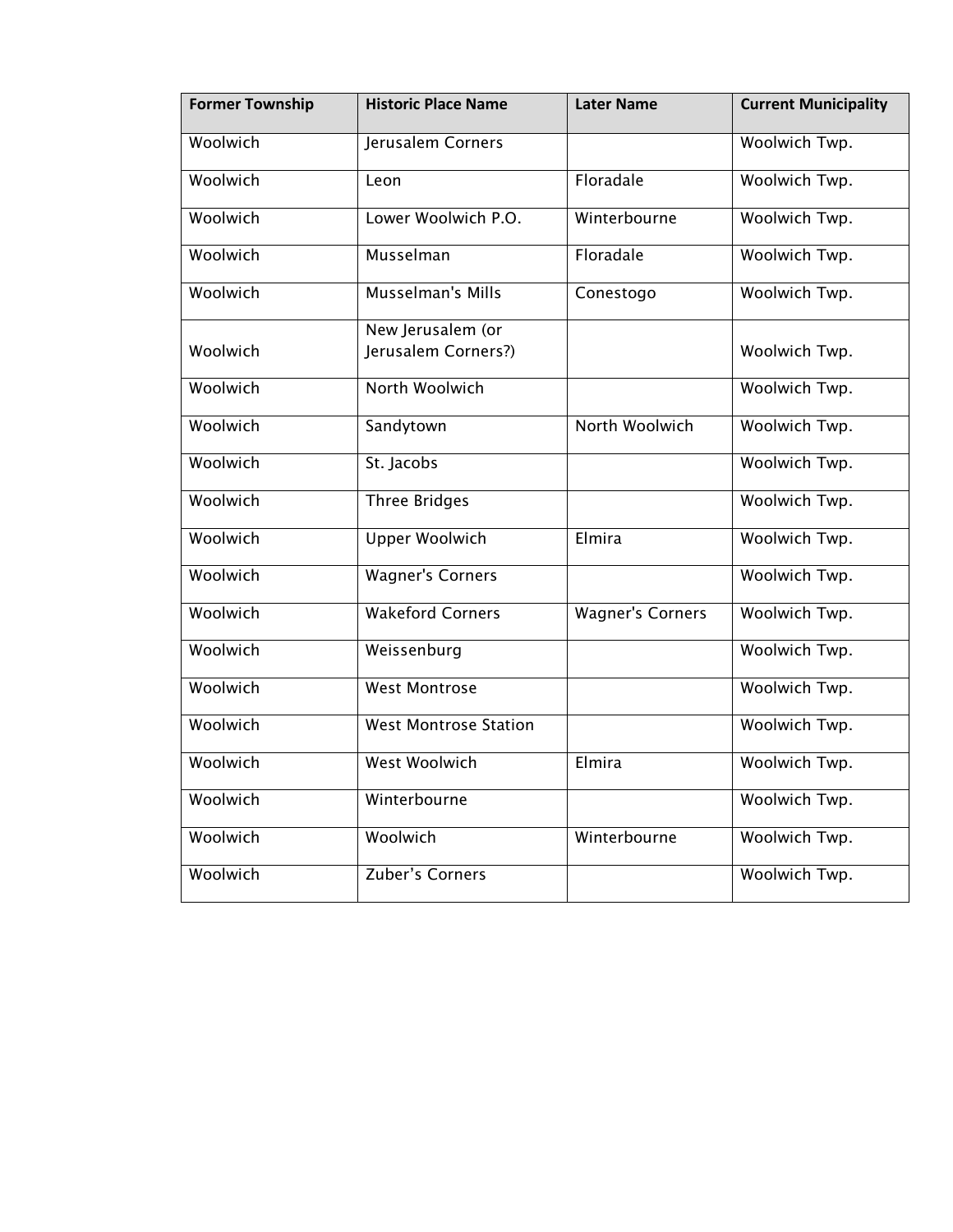| Former Township | Historic Place Name | Later Name | Current Municipality |
|---|---|---|---|
| Woolwich | Jerusalem Corners | | Woolwich Twp. |
| Woolwich | Leon | Floradale | Woolwich Twp. |
| Woolwich | Lower Woolwich P.O. | Winterbourne | Woolwich Twp. |
| Woolwich | Musselman | Floradale | Woolwich Twp. |
| Woolwich | Musselman's Mills | Conestogo | Woolwich Twp. |
| Woolwich | New Jerusalem (or Jerusalem Corners?) | | Woolwich Twp. |
| Woolwich | North Woolwich | | Woolwich Twp. |
| Woolwich | Sandytown | North Woolwich | Woolwich Twp. |
| Woolwich | St. Jacobs | | Woolwich Twp. |
| Woolwich | Three Bridges | | Woolwich Twp. |
| Woolwich | Upper Woolwich | Elmira | Woolwich Twp. |
| Woolwich | Wagner's Corners | | Woolwich Twp. |
| Woolwich | Wakeford Corners | Wagner's Corners | Woolwich Twp. |
| Woolwich | Weissenburg | | Woolwich Twp. |
| Woolwich | West Montrose | | Woolwich Twp. |
| Woolwich | West Montrose Station | | Woolwich Twp. |
| Woolwich | West Woolwich | Elmira | Woolwich Twp. |
| Woolwich | Winterbourne | | Woolwich Twp. |
| Woolwich | Woolwich | Winterbourne | Woolwich Twp. |
| Woolwich | Zuber's Corners | | Woolwich Twp. |